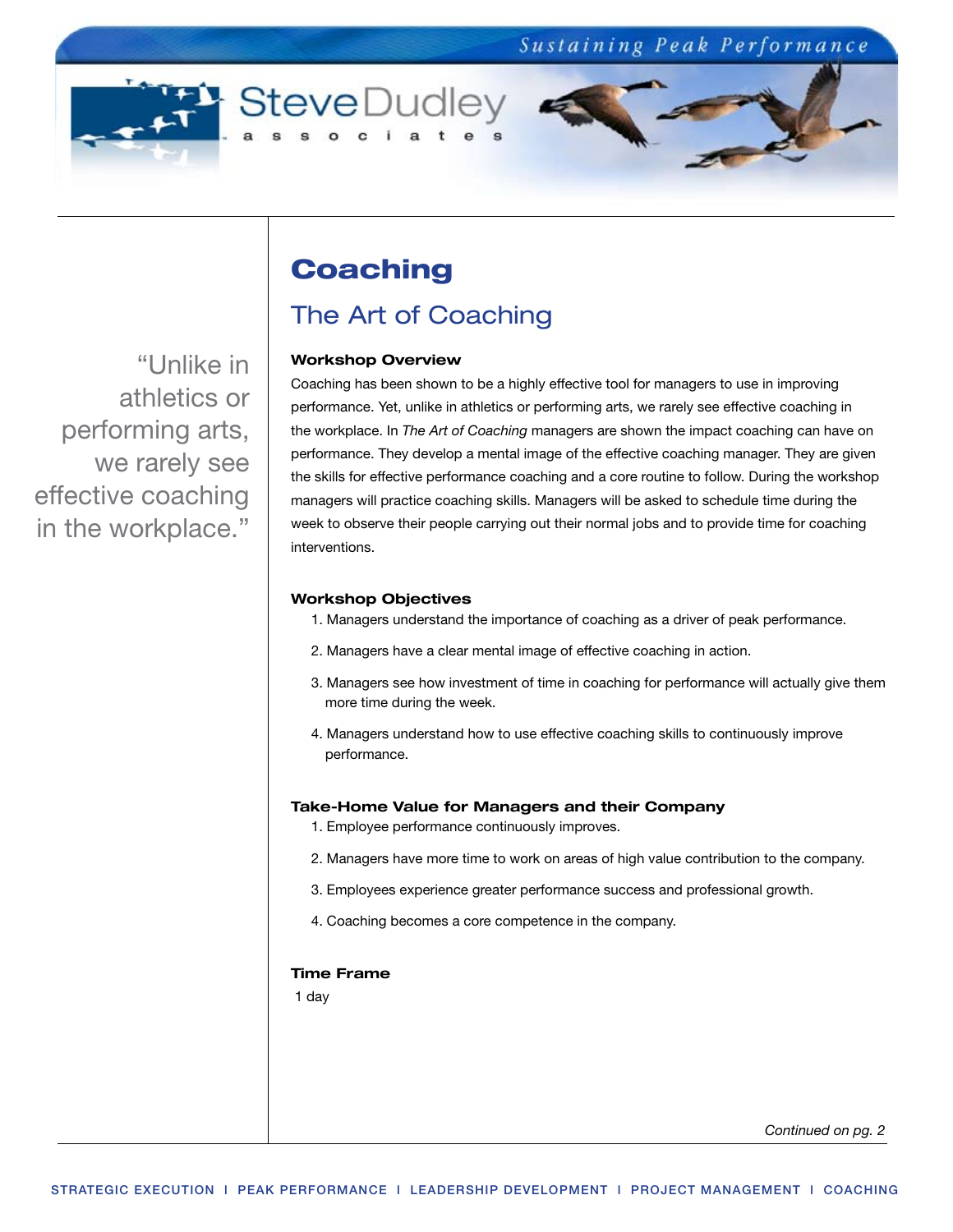# Coaching

## The Art of Coaching

"Unlike in athletics or performing arts, we rarely see effective coaching in the workplace."

### Workshop Overview

Coaching has been shown to be a highly effective tool for managers to use in improving performance. Yet, unlike in athletics or performing arts, we rarely see effective coaching in the workplace. In *The Art of Coaching* managers are shown the impact coaching can have on performance. They develop a mental image of the effective coaching manager. They are given the skills for effective performance coaching and a core routine to follow. During the workshop managers will practice coaching skills. Managers will be asked to schedule time during the week to observe their people carrying out their normal jobs and to provide time for coaching interventions.

### Workshop Objectives

1. Managers understand the importance of coaching as a driver of peak performance.
2. Managers have a clear mental image of effective coaching in action.
3. Managers see how investment of time in coaching for performance will actually give them more time during the week.
4. Managers understand how to use effective coaching skills to continuously improve performance.

### Take-Home Value for Managers and their Company

1. Employee performance continuously improves.
2. Managers have more time to work on areas of high value contribution to the company.
3. Employees experience greater performance success and professional growth.
4. Coaching becomes a core competence in the company.

### Time Frame

1 day

*Continued on pg. 2*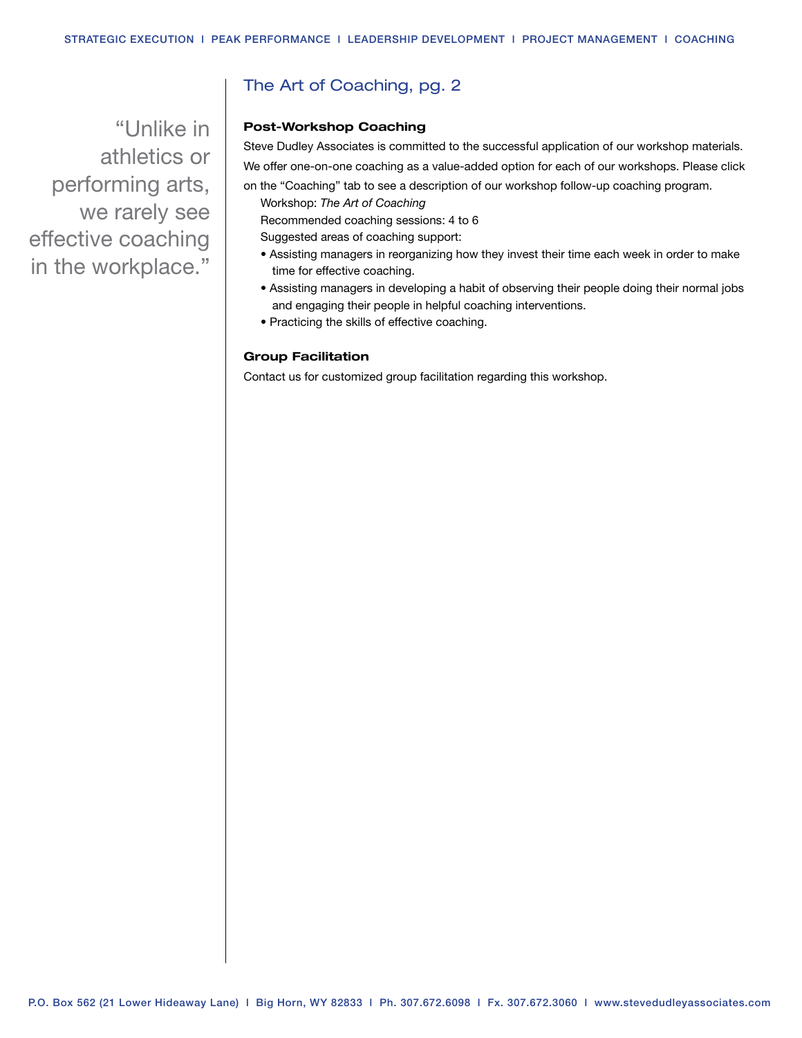## The Art of Coaching, pg. 2

“Unlike in athletics or performing arts, we rarely see effective coaching in the workplace.”

### Post-Workshop Coaching

Steve Dudley Associates is committed to the successful application of our workshop materials. We offer one-on-one coaching as a value-added option for each of our workshops. Please click on the “Coaching” tab to see a description of our workshop follow-up coaching program.

Workshop: *The Art of Coaching*

Recommended coaching sessions: 4 to 6

Suggested areas of coaching support:

- Assisting managers in reorganizing how they invest their time each week in order to make time for effective coaching.
- Assisting managers in developing a habit of observing their people doing their normal jobs and engaging their people in helpful coaching interventions.
- Practicing the skills of effective coaching.

### Group Facilitation

Contact us for customized group facilitation regarding this workshop.